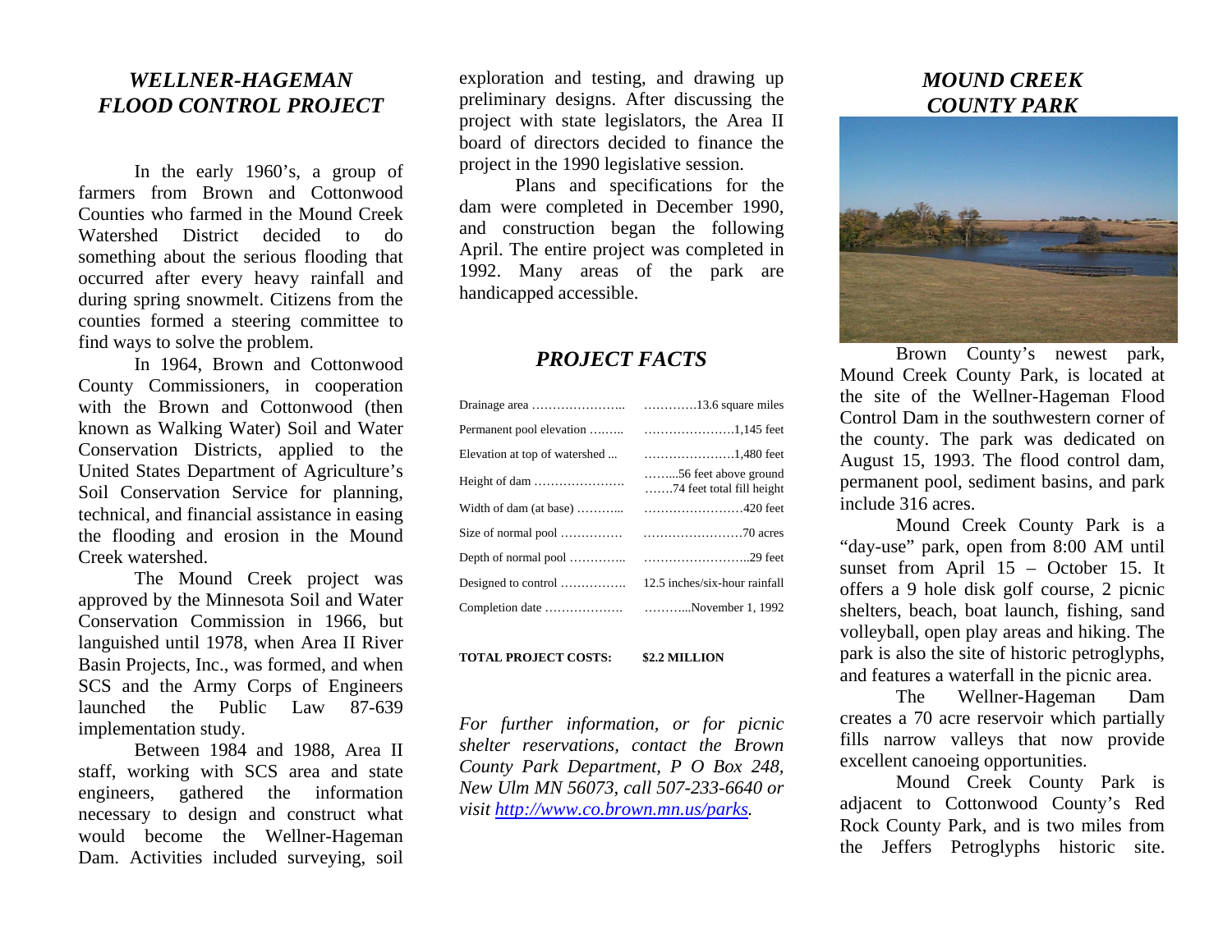## *WELLNER-HAGEMAN FLOOD CONTROL PROJECT*

In the early 1960's, a group of farmers from Brown and Cottonwood Counties who farmed in the Mound Creek Watershed District decided to do something about the serious flooding that occurred after every heavy rainfall and during spring snowmelt. Citizens from the counties formed a steering committee to find ways to solve the problem.

In 1964, Brown and Cottonwood County Commissioners, in cooperation with the Brown and Cottonwood (then known as Walking Water) Soil and Water Conservation Districts, applied to the United States Department of Agriculture's Soil Conservation Service for planning, technical, and financial assistance in easing the flooding and erosion in the Mound Creek watershed.

The Mound Creek project was approved by the Minnesota Soil and Water Conservation Commission in 1966, but languished until 1978, when Area II River Basin Projects, Inc., was formed, and when SCS and the Army Corps of Engineers launched the Public Law 87-639 implementation study.

Between 1984 and 1988, Area II staff, working with SCS area and state engineers, gathered the information necessary to design and construct what would become the Wellner-Hageman Dam. Activities included surveying, soil exploration and testing, and drawing up preliminary designs. After discussing the project with state legislators, the Area II board of directors decided to finance the project in the 1990 legislative session.

Plans and specifications for the dam were completed in December 1990, and construction began the following April. The entire project was completed in 1992. Many areas of the park are handicapped accessible.

## *PROJECT FACTS*

| | |
|---|---|
| Drainage area | 13.6 square miles |
| Permanent pool elevation | 1,145 feet |
| Elevation at top of watershed | 1,480 feet |
| Height of dam | 56 feet above ground<br>74 feet total fill height |
| Width of dam (at base) | 420 feet |
| Size of normal pool | 70 acres |
| Depth of normal pool | 29 feet |
| Designed to control | 12.5 inches/six-hour rainfall |
| Completion date | November 1, 1992 |

**TOTAL PROJECT COSTS: $2.2 MILLION**

*For further information, or for picnic shelter reservations, contact the Brown County Park Department, P O Box 248, New Ulm MN 56073, call 507-233-6640 or visit [http://www.co.brown.mn.us/parks](http://www.co.brown.mn.us/parks).*

## *MOUND CREEK COUNTY PARK*

Brown County's newest park, Mound Creek County Park, is located at the site of the Wellner-Hageman Flood Control Dam in the southwestern corner of the county. The park was dedicated on August 15, 1993. The flood control dam, permanent pool, sediment basins, and park include 316 acres.

Mound Creek County Park is a "day-use" park, open from 8:00 AM until sunset from April 15 – October 15. It offers a 9 hole disk golf course, 2 picnic shelters, beach, boat launch, fishing, sand volleyball, open play areas and hiking. The park is also the site of historic petroglyphs, and features a waterfall in the picnic area.

The Wellner-Hageman Dam creates a 70 acre reservoir which partially fills narrow valleys that now provide excellent canoeing opportunities.

Mound Creek County Park is adjacent to Cottonwood County's Red Rock County Park, and is two miles from the Jeffers Petroglyphs historic site.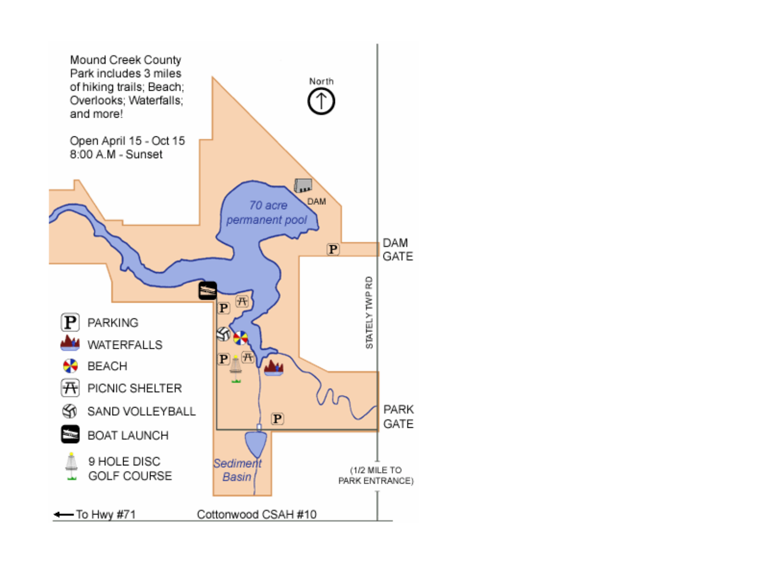Mound Creek County Park includes 3 miles of hiking trails; Beach; Overlooks; Waterfalls; and more!

Open April 15 - Oct 15
8:00 A.M - Sunset

North

70 acre permanent pool

DAM

DAM GATE

STATELY TWP RD

PARK GATE

Sediment Basin

(1/2 MILE TO PARK ENTRANCE)

PARKING

WATERFALLS

BEACH

PICNIC SHELTER

SAND VOLLEYBALL

BOAT LAUNCH

9 HOLE DISC GOLF COURSE

← To Hwy #71

Cottonwood CSAH #10